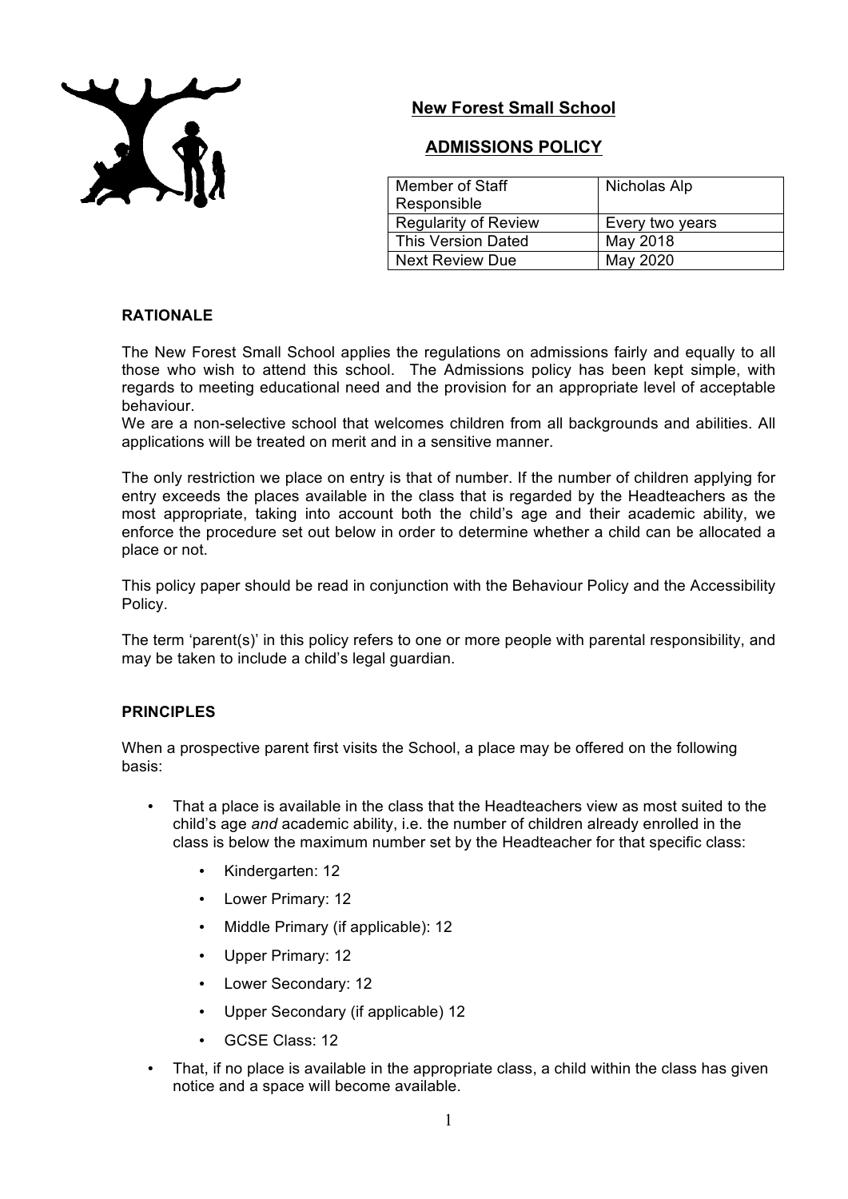# New Forest Small School

## ADMISSIONS POLICY

| Member of Staff Responsible | Nicholas Alp |
|---|---|
| Regularity of Review | Every two years |
| This Version Dated | May 2018 |
| Next Review Due | May 2020 |

### RATIONALE

The New Forest Small School applies the regulations on admissions fairly and equally to all those who wish to attend this school. The Admissions policy has been kept simple, with regards to meeting educational need and the provision for an appropriate level of acceptable behaviour.

We are a non-selective school that welcomes children from all backgrounds and abilities. All applications will be treated on merit and in a sensitive manner.

The only restriction we place on entry is that of number. If the number of children applying for entry exceeds the places available in the class that is regarded by the Headteachers as the most appropriate, taking into account both the child's age and their academic ability, we enforce the procedure set out below in order to determine whether a child can be allocated a place or not.

This policy paper should be read in conjunction with the Behaviour Policy and the Accessibility Policy.

The term 'parent(s)' in this policy refers to one or more people with parental responsibility, and may be taken to include a child's legal guardian.

### PRINCIPLES

When a prospective parent first visits the School, a place may be offered on the following basis:

- That a place is available in the class that the Headteachers view as most suited to the child's age *and* academic ability, i.e. the number of children already enrolled in the class is below the maximum number set by the Headteacher for that specific class:
    - Kindergarten: 12
    - Lower Primary: 12
    - Middle Primary (if applicable): 12
    - Upper Primary: 12
    - Lower Secondary: 12
    - Upper Secondary (if applicable) 12
    - GCSE Class: 12
- That, if no place is available in the appropriate class, a child within the class has given notice and a space will become available.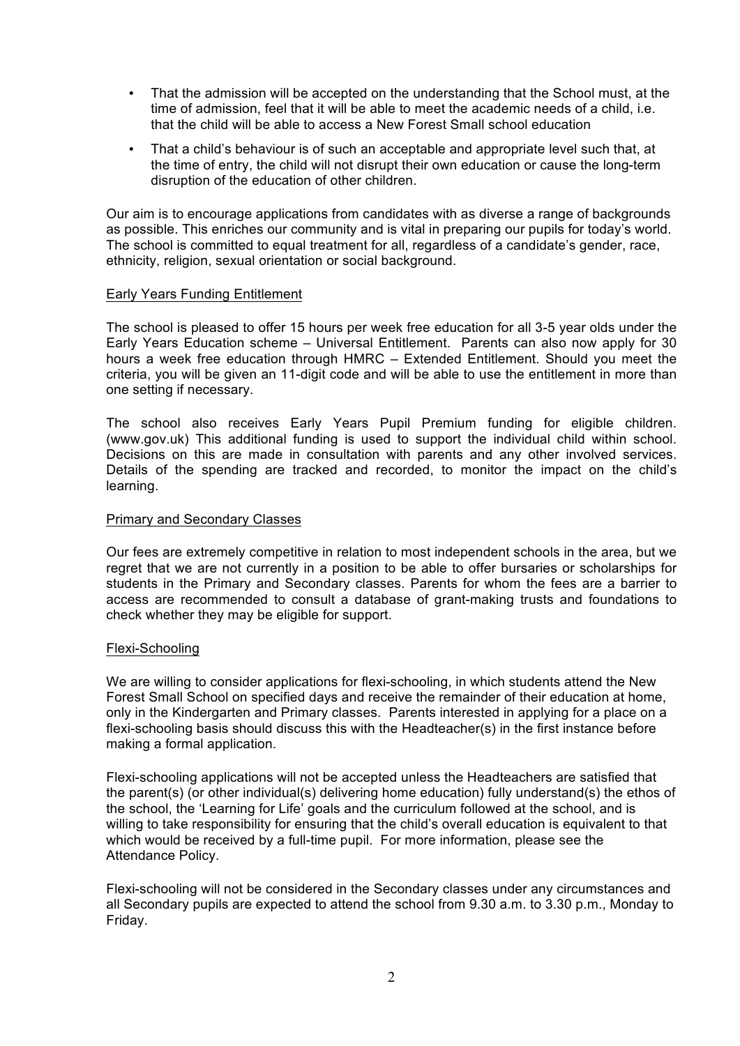- That the admission will be accepted on the understanding that the School must, at the time of admission, feel that it will be able to meet the academic needs of a child, i.e. that the child will be able to access a New Forest Small school education
- That a child's behaviour is of such an acceptable and appropriate level such that, at the time of entry, the child will not disrupt their own education or cause the long-term disruption of the education of other children.

Our aim is to encourage applications from candidates with as diverse a range of backgrounds as possible. This enriches our community and is vital in preparing our pupils for today's world. The school is committed to equal treatment for all, regardless of a candidate's gender, race, ethnicity, religion, sexual orientation or social background.

## Early Years Funding Entitlement

The school is pleased to offer 15 hours per week free education for all 3-5 year olds under the Early Years Education scheme – Universal Entitlement. Parents can also now apply for 30 hours a week free education through HMRC – Extended Entitlement. Should you meet the criteria, you will be given an 11-digit code and will be able to use the entitlement in more than one setting if necessary.

The school also receives Early Years Pupil Premium funding for eligible children. (www.gov.uk) This additional funding is used to support the individual child within school. Decisions on this are made in consultation with parents and any other involved services. Details of the spending are tracked and recorded, to monitor the impact on the child's learning.

## Primary and Secondary Classes

Our fees are extremely competitive in relation to most independent schools in the area, but we regret that we are not currently in a position to be able to offer bursaries or scholarships for students in the Primary and Secondary classes. Parents for whom the fees are a barrier to access are recommended to consult a database of grant-making trusts and foundations to check whether they may be eligible for support.

## Flexi-Schooling

We are willing to consider applications for flexi-schooling, in which students attend the New Forest Small School on specified days and receive the remainder of their education at home, only in the Kindergarten and Primary classes. Parents interested in applying for a place on a flexi-schooling basis should discuss this with the Headteacher(s) in the first instance before making a formal application.

Flexi-schooling applications will not be accepted unless the Headteachers are satisfied that the parent(s) (or other individual(s) delivering home education) fully understand(s) the ethos of the school, the 'Learning for Life' goals and the curriculum followed at the school, and is willing to take responsibility for ensuring that the child's overall education is equivalent to that which would be received by a full-time pupil. For more information, please see the Attendance Policy.

Flexi-schooling will not be considered in the Secondary classes under any circumstances and all Secondary pupils are expected to attend the school from 9.30 a.m. to 3.30 p.m., Monday to Friday.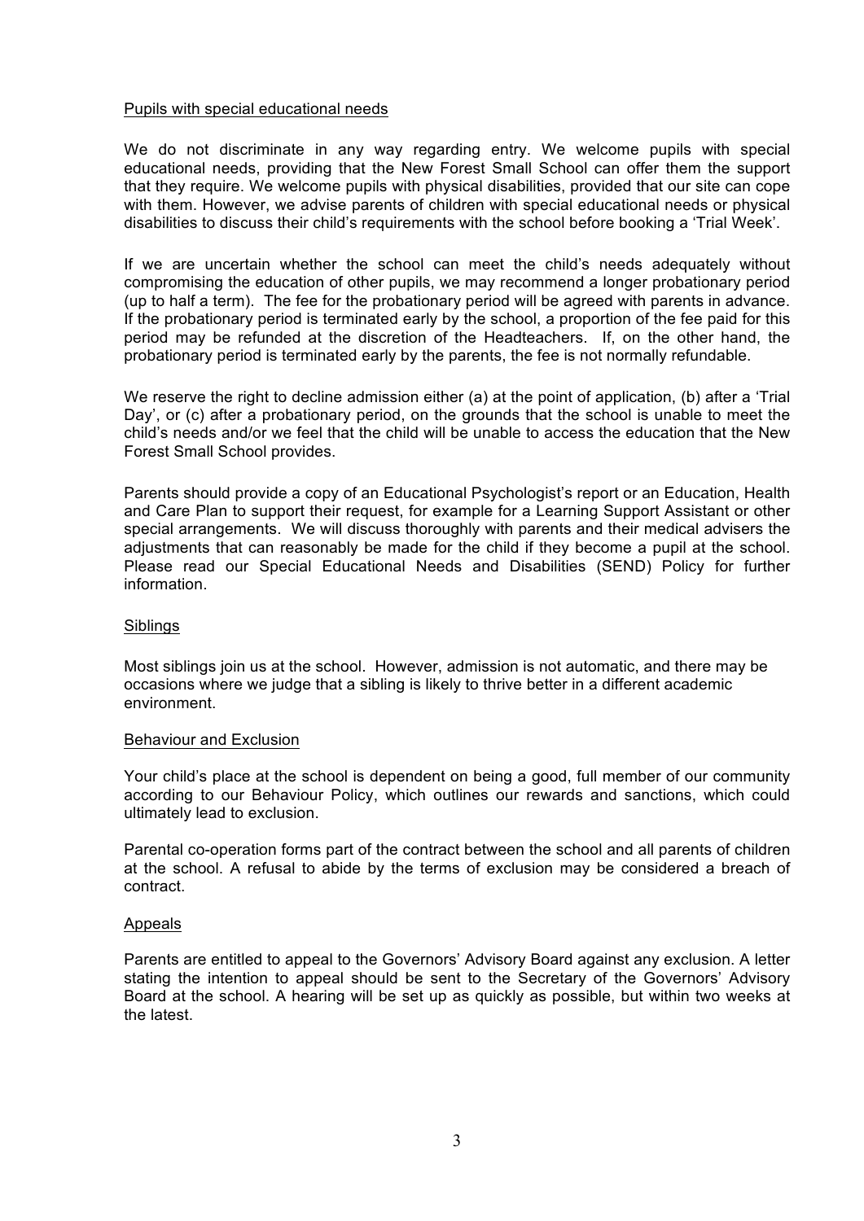## Pupils with special educational needs

We do not discriminate in any way regarding entry. We welcome pupils with special educational needs, providing that the New Forest Small School can offer them the support that they require. We welcome pupils with physical disabilities, provided that our site can cope with them. However, we advise parents of children with special educational needs or physical disabilities to discuss their child's requirements with the school before booking a 'Trial Week'.

If we are uncertain whether the school can meet the child's needs adequately without compromising the education of other pupils, we may recommend a longer probationary period (up to half a term). The fee for the probationary period will be agreed with parents in advance. If the probationary period is terminated early by the school, a proportion of the fee paid for this period may be refunded at the discretion of the Headteachers. If, on the other hand, the probationary period is terminated early by the parents, the fee is not normally refundable.

We reserve the right to decline admission either (a) at the point of application, (b) after a 'Trial Day', or (c) after a probationary period, on the grounds that the school is unable to meet the child's needs and/or we feel that the child will be unable to access the education that the New Forest Small School provides.

Parents should provide a copy of an Educational Psychologist's report or an Education, Health and Care Plan to support their request, for example for a Learning Support Assistant or other special arrangements. We will discuss thoroughly with parents and their medical advisers the adjustments that can reasonably be made for the child if they become a pupil at the school. Please read our Special Educational Needs and Disabilities (SEND) Policy for further information.

## Siblings

Most siblings join us at the school. However, admission is not automatic, and there may be occasions where we judge that a sibling is likely to thrive better in a different academic environment.

## Behaviour and Exclusion

Your child's place at the school is dependent on being a good, full member of our community according to our Behaviour Policy, which outlines our rewards and sanctions, which could ultimately lead to exclusion.

Parental co-operation forms part of the contract between the school and all parents of children at the school. A refusal to abide by the terms of exclusion may be considered a breach of contract.

## Appeals

Parents are entitled to appeal to the Governors' Advisory Board against any exclusion. A letter stating the intention to appeal should be sent to the Secretary of the Governors' Advisory Board at the school. A hearing will be set up as quickly as possible, but within two weeks at the latest.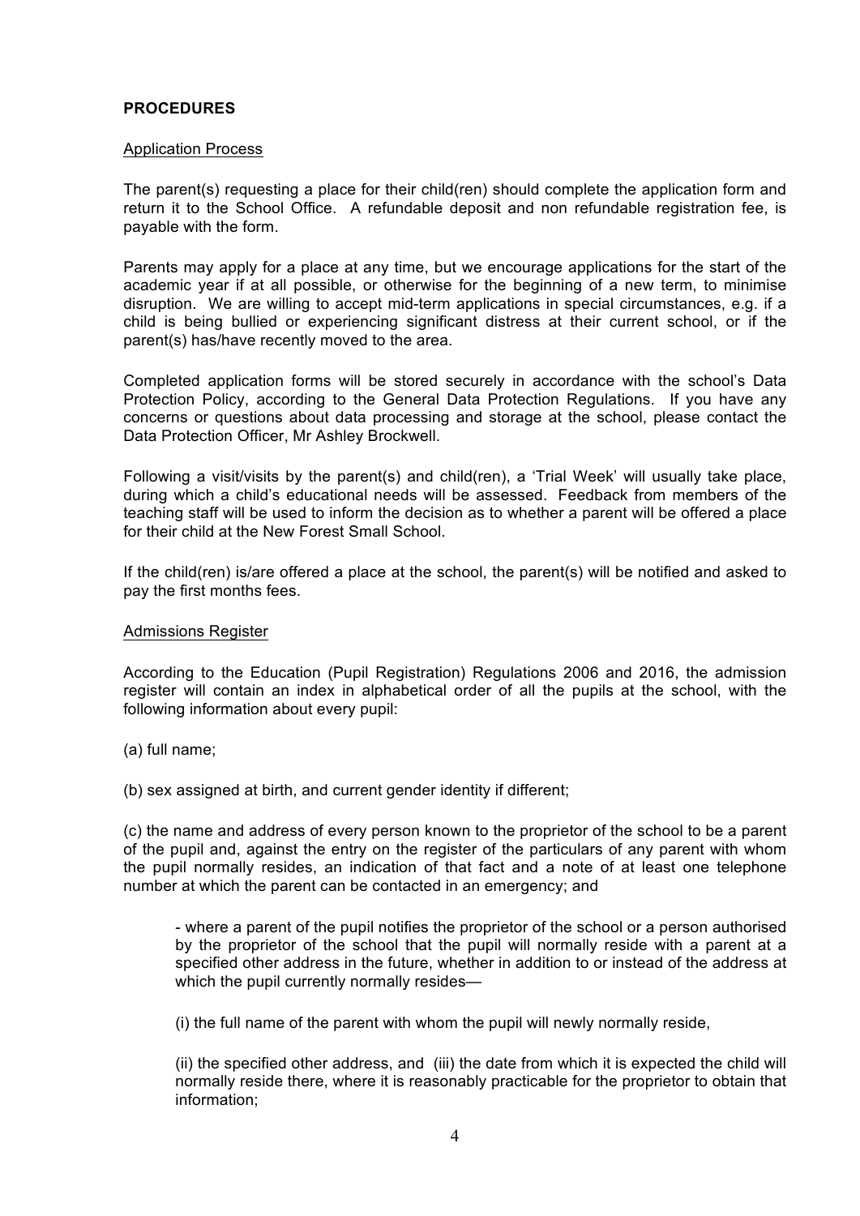**PROCEDURES**

Application Process

The parent(s) requesting a place for their child(ren) should complete the application form and return it to the School Office. A refundable deposit and non refundable registration fee, is payable with the form.

Parents may apply for a place at any time, but we encourage applications for the start of the academic year if at all possible, or otherwise for the beginning of a new term, to minimise disruption. We are willing to accept mid-term applications in special circumstances, e.g. if a child is being bullied or experiencing significant distress at their current school, or if the parent(s) has/have recently moved to the area.

Completed application forms will be stored securely in accordance with the school's Data Protection Policy, according to the General Data Protection Regulations. If you have any concerns or questions about data processing and storage at the school, please contact the Data Protection Officer, Mr Ashley Brockwell.

Following a visit/visits by the parent(s) and child(ren), a 'Trial Week' will usually take place, during which a child's educational needs will be assessed. Feedback from members of the teaching staff will be used to inform the decision as to whether a parent will be offered a place for their child at the New Forest Small School.

If the child(ren) is/are offered a place at the school, the parent(s) will be notified and asked to pay the first months fees.

Admissions Register

According to the Education (Pupil Registration) Regulations 2006 and 2016, the admission register will contain an index in alphabetical order of all the pupils at the school, with the following information about every pupil:

(a) full name;

(b) sex assigned at birth, and current gender identity if different;

(c) the name and address of every person known to the proprietor of the school to be a parent of the pupil and, against the entry on the register of the particulars of any parent with whom the pupil normally resides, an indication of that fact and a note of at least one telephone number at which the parent can be contacted in an emergency; and

> - where a parent of the pupil notifies the proprietor of the school or a person authorised by the proprietor of the school that the pupil will normally reside with a parent at a specified other address in the future, whether in addition to or instead of the address at which the pupil currently normally resides—
>
> (i) the full name of the parent with whom the pupil will newly normally reside,
>
> (ii) the specified other address, and (iii) the date from which it is expected the child will normally reside there, where it is reasonably practicable for the proprietor to obtain that information;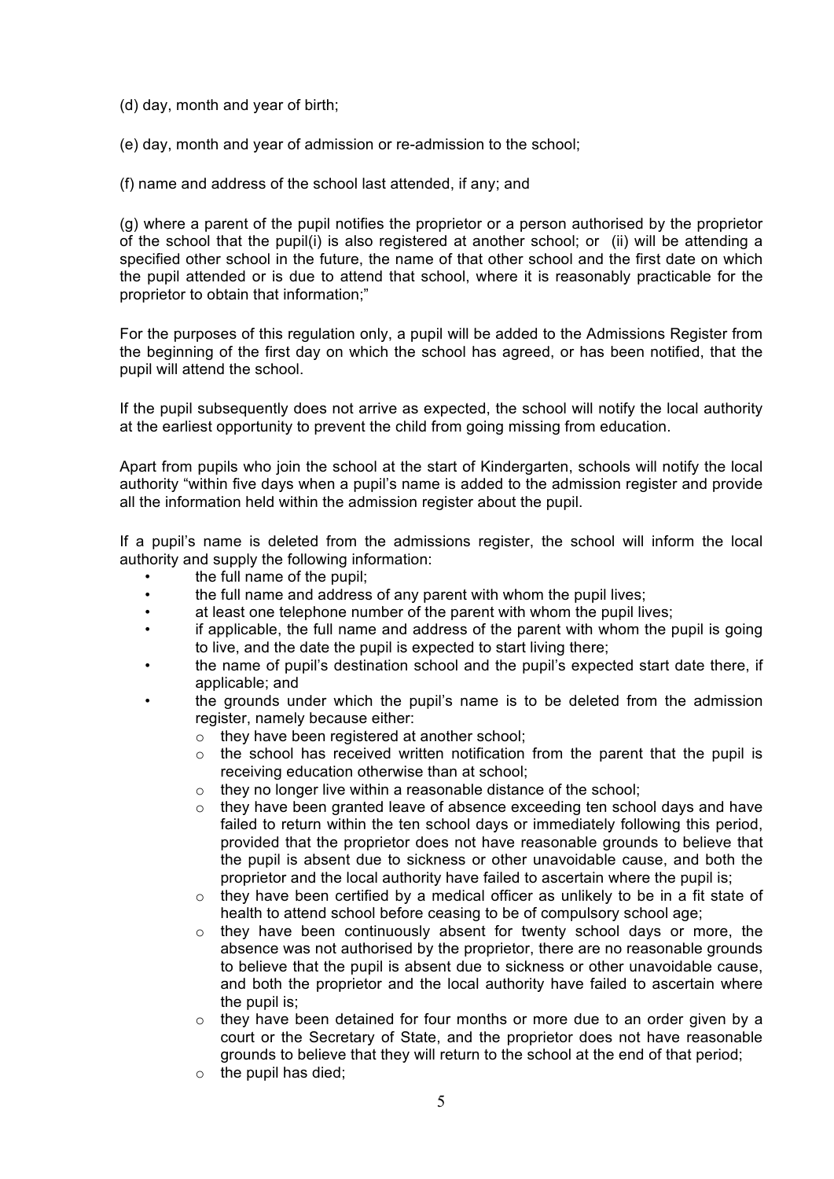(d) day, month and year of birth;

(e) day, month and year of admission or re-admission to the school;

(f) name and address of the school last attended, if any; and

(g) where a parent of the pupil notifies the proprietor or a person authorised by the proprietor of the school that the pupil(i) is also registered at another school; or (ii) will be attending a specified other school in the future, the name of that other school and the first date on which the pupil attended or is due to attend that school, where it is reasonably practicable for the proprietor to obtain that information;"

For the purposes of this regulation only, a pupil will be added to the Admissions Register from the beginning of the first day on which the school has agreed, or has been notified, that the pupil will attend the school.

If the pupil subsequently does not arrive as expected, the school will notify the local authority at the earliest opportunity to prevent the child from going missing from education.

Apart from pupils who join the school at the start of Kindergarten, schools will notify the local authority "within five days when a pupil's name is added to the admission register and provide all the information held within the admission register about the pupil.

If a pupil's name is deleted from the admissions register, the school will inform the local authority and supply the following information:

- the full name of the pupil;
- the full name and address of any parent with whom the pupil lives;
- at least one telephone number of the parent with whom the pupil lives;
- if applicable, the full name and address of the parent with whom the pupil is going to live, and the date the pupil is expected to start living there;
- the name of pupil's destination school and the pupil's expected start date there, if applicable; and
- the grounds under which the pupil's name is to be deleted from the admission register, namely because either:
    - they have been registered at another school;
    - the school has received written notification from the parent that the pupil is receiving education otherwise than at school;
    - they no longer live within a reasonable distance of the school;
    - they have been granted leave of absence exceeding ten school days and have failed to return within the ten school days or immediately following this period, provided that the proprietor does not have reasonable grounds to believe that the pupil is absent due to sickness or other unavoidable cause, and both the proprietor and the local authority have failed to ascertain where the pupil is;
    - they have been certified by a medical officer as unlikely to be in a fit state of health to attend school before ceasing to be of compulsory school age;
    - they have been continuously absent for twenty school days or more, the absence was not authorised by the proprietor, there are no reasonable grounds to believe that the pupil is absent due to sickness or other unavoidable cause, and both the proprietor and the local authority have failed to ascertain where the pupil is;
    - they have been detained for four months or more due to an order given by a court or the Secretary of State, and the proprietor does not have reasonable grounds to believe that they will return to the school at the end of that period;
    - the pupil has died;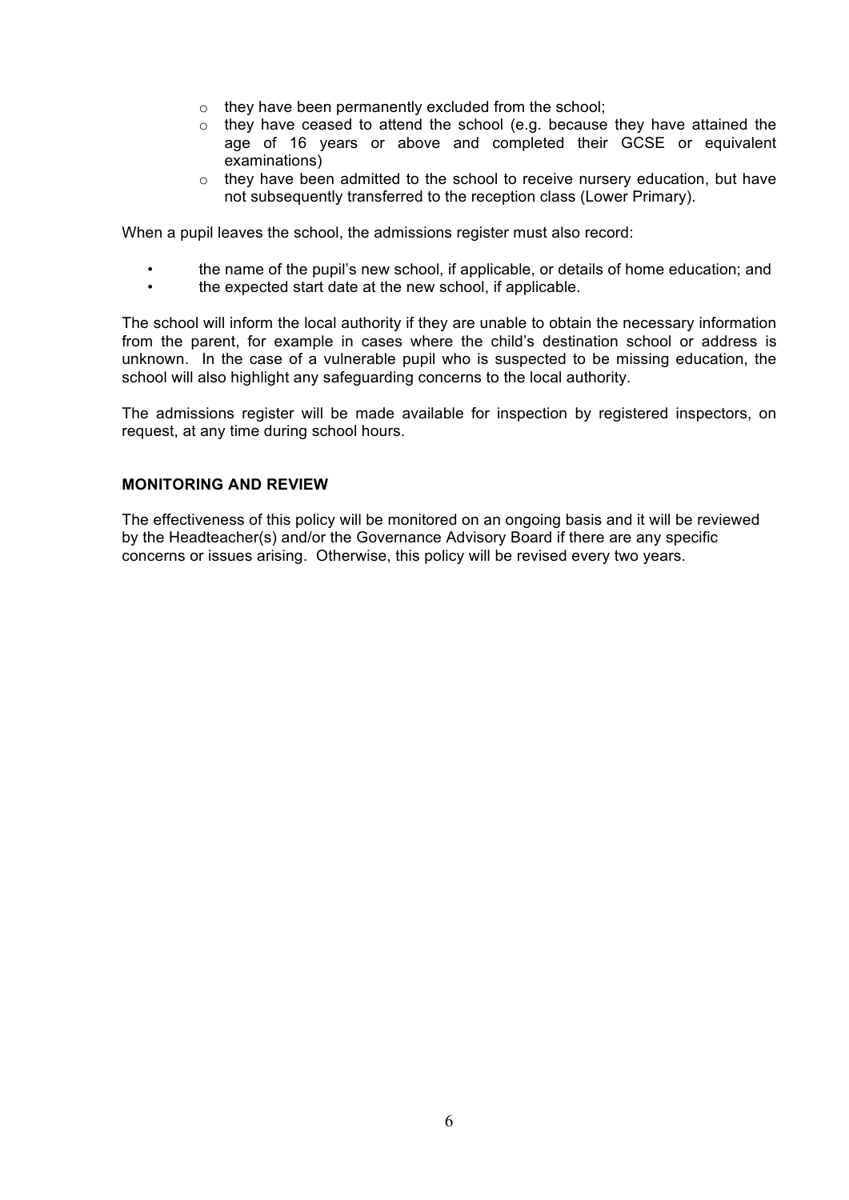- they have been permanently excluded from the school;
- they have ceased to attend the school (e.g. because they have attained the age of 16 years or above and completed their GCSE or equivalent examinations)
- they have been admitted to the school to receive nursery education, but have not subsequently transferred to the reception class (Lower Primary).

When a pupil leaves the school, the admissions register must also record:

- the name of the pupil's new school, if applicable, or details of home education; and
- the expected start date at the new school, if applicable.

The school will inform the local authority if they are unable to obtain the necessary information from the parent, for example in cases where the child's destination school or address is unknown. In the case of a vulnerable pupil who is suspected to be missing education, the school will also highlight any safeguarding concerns to the local authority.

The admissions register will be made available for inspection by registered inspectors, on request, at any time during school hours.

**MONITORING AND REVIEW**

The effectiveness of this policy will be monitored on an ongoing basis and it will be reviewed by the Headteacher(s) and/or the Governance Advisory Board if there are any specific concerns or issues arising. Otherwise, this policy will be revised every two years.